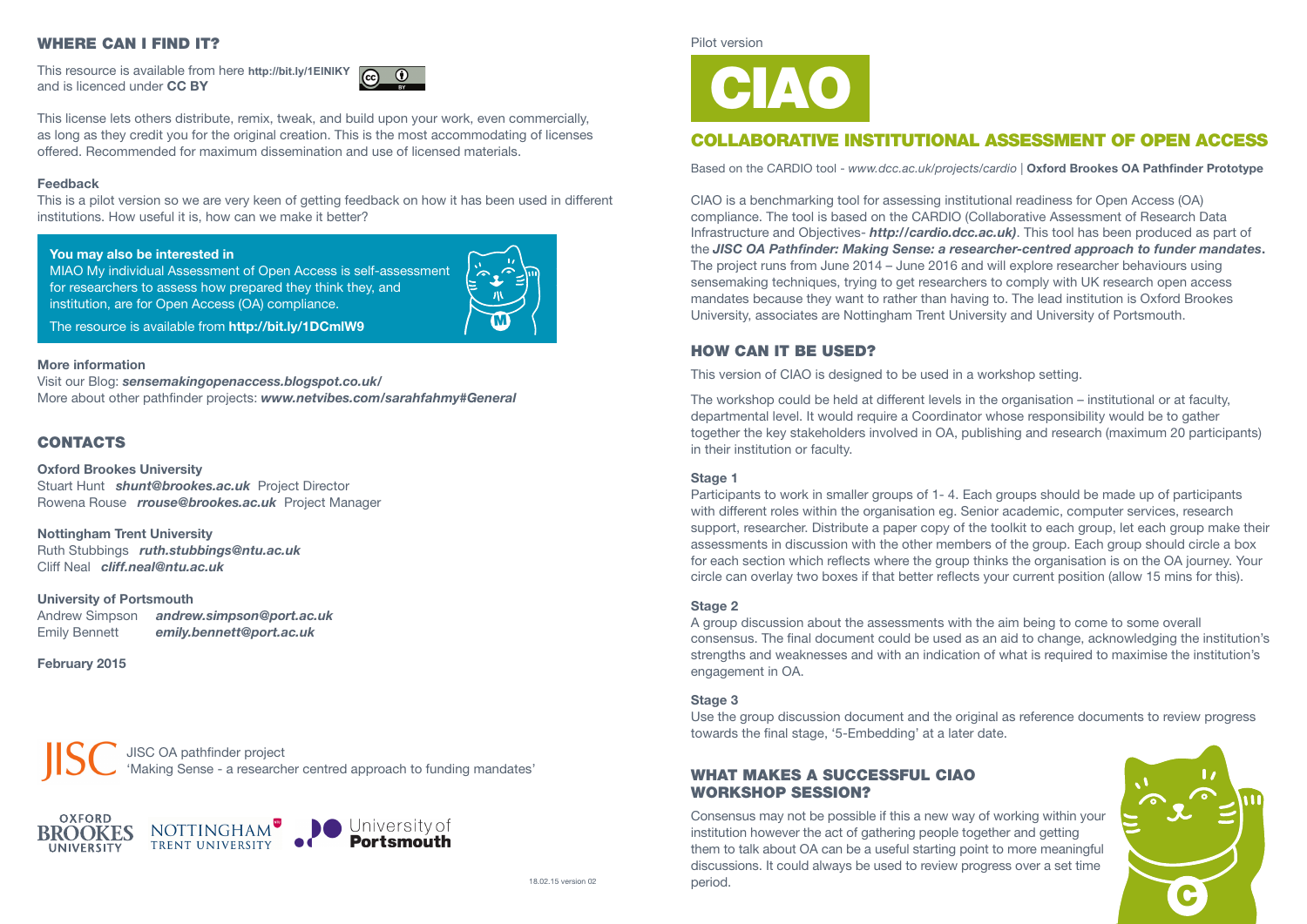## WHERE CAN I FIND IT?

This resource is available from here **http://bit.ly/1ElNIKY** and is licenced under **CC BY**

This license lets others distribute, remix, tweak, and build upon your work, even commercially, as long as they credit you for the original creation. This is the most accommodating of licenses offered. Recommended for maximum dissemination and use of licensed materials.

**Feedback**
This is a pilot version so we are very keen of getting feedback on how it has been used in different institutions. How useful it is, how can we make it better?

**You may also be interested in**
MIAO My individual Assessment of Open Access is self-assessment for researchers to assess how prepared they think they, and institution, are for Open Access (OA) compliance.

The resource is available from **http://bit.ly/1DCmIW9**

**More information**
Visit our Blog: ***sensemakingopenaccess.blogspot.co.uk/***
More about other pathfinder projects: ***www.netvibes.com/sarahfahmy#General***

## CONTACTS

**Oxford Brookes University**
Stuart Hunt ***shunt@brookes.ac.uk*** Project Director
Rowena Rouse ***rrouse@brookes.ac.uk*** Project Manager

**Nottingham Trent University**
Ruth Stubbings ***ruth.stubbings@ntu.ac.uk***
Cliff Neal ***cliff.neal@ntu.ac.uk***

**University of Portsmouth**
Andrew Simpson ***andrew.simpson@port.ac.uk***
Emily Bennett ***emily.bennett@port.ac.uk***

**February 2015**

JISC OA pathfinder project
'Making Sense - a researcher centred approach to funding mandates'

OXFORD BROOKES UNIVERSITY | NOTTINGHAM TRENT UNIVERSITY | University of Portsmouth

18.02.15 version 02

Pilot version

# CIAO

## COLLABORATIVE INSTITUTIONAL ASSESSMENT OF OPEN ACCESS

Based on the CARDIO tool - *www.dcc.ac.uk/projects/cardio* | **Oxford Brookes OA Pathfinder Prototype**

CIAO is a benchmarking tool for assessing institutional readiness for Open Access (OA) compliance. The tool is based on the CARDIO (Collaborative Assessment of Research Data Infrastructure and Objectives- ***http://cardio.dcc.ac.uk)***. This tool has been produced as part of the ***JISC OA Pathfinder: Making Sense: a researcher-centred approach to funder mandates***. The project runs from June 2014 – June 2016 and will explore researcher behaviours using sensemaking techniques, trying to get researchers to comply with UK research open access mandates because they want to rather than having to. The lead institution is Oxford Brookes University, associates are Nottingham Trent University and University of Portsmouth.

## HOW CAN IT BE USED?

This version of CIAO is designed to be used in a workshop setting.

The workshop could be held at different levels in the organisation – institutional or at faculty, departmental level. It would require a Coordinator whose responsibility would be to gather together the key stakeholders involved in OA, publishing and research (maximum 20 participants) in their institution or faculty.

**Stage 1**
Participants to work in smaller groups of 1- 4. Each groups should be made up of participants with different roles within the organisation eg. Senior academic, computer services, research support, researcher. Distribute a paper copy of the toolkit to each group, let each group make their assessments in discussion with the other members of the group. Each group should circle a box for each section which reflects where the group thinks the organisation is on the OA journey. Your circle can overlay two boxes if that better reflects your current position (allow 15 mins for this).

**Stage 2**
A group discussion about the assessments with the aim being to come to some overall consensus. The final document could be used as an aid to change, acknowledging the institution's strengths and weaknesses and with an indication of what is required to maximise the institution's engagement in OA.

**Stage 3**
Use the group discussion document and the original as reference documents to review progress towards the final stage, '5-Embedding' at a later date.

## WHAT MAKES A SUCCESSFUL CIAO WORKSHOP SESSION?

Consensus may not be possible if this a new way of working within your institution however the act of gathering people together and getting them to talk about OA can be a useful starting point to more meaningful discussions. It could always be used to review progress over a set time period.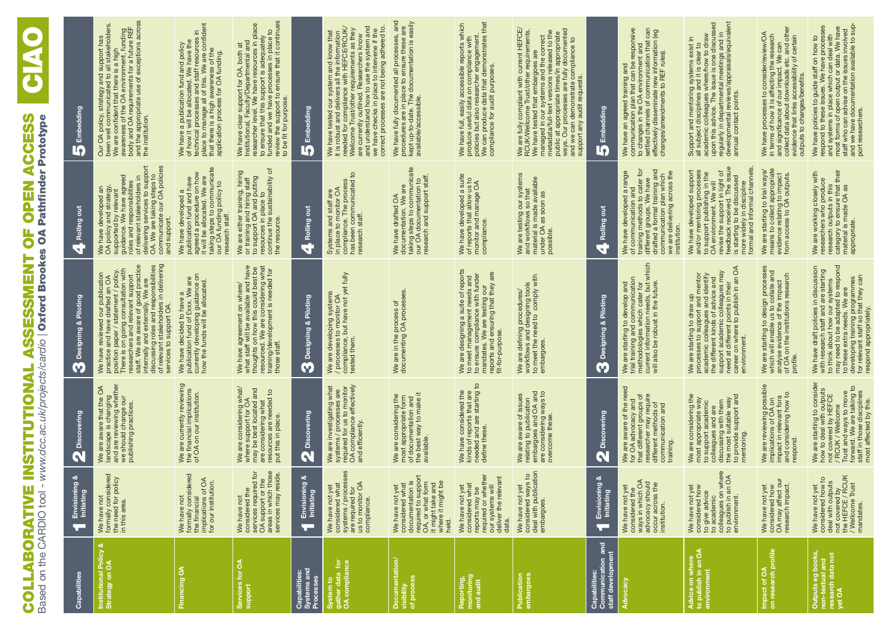# COLLABORATIVE INSTITUTIONAL ASSESSMENT OF OPEN ACCESS

Based on the CARDIO tool - www.dcc.ac.uk/projects/cardio | **Oxford Brookes OA Pathfinder Prototype**

**CIAO**

| Capabilities | 1 Envisioning & Initiating | 2 Discovering | 3 Designing & Piloting | 4 Rolling out | 5 Embedding |
|---|---|---|---|---|---|
| **Institutional Policy & Strategy on OA** | We have not formally considered the need for policy in this area. | We are aware that the OA landscape is changing and are reviewing whether we should change our publishing practices. | We have reviewed our publication practice and have drafted an OA position paper / statement / policy. There is on going consultation with researchers and relevant support staff. We are aware of good practice internally and externally. We are discussing roles and responsibilities of relevant stakeholders in delivering services to support OA. | We have developed an OA policy and strategy, supported by relevant guidance. We have agreed roles and responsibilities of relevant stakeholders in delivering services to support OA. We are taking steps to communicate our OA policies and support. | Our OA policy, strategy and support has been well communicated to all stakeholders. We are confident that there is a high awareness of the OA environment, funding body and OA requirements for a future REF and the appropriate use of exceptions across the institution. |
| **Financing OA** | We have not formally considered the financial implications of OA for our institution. | We are currently reviewing the financial implications of OA on our institution. | We have decided to have a publication fund of £xxx. We are currently developing guidance on how the funds will be allocated. | We have developed a publication fund and have agreed a procedure on how it will be allocated. We are taking steps to communicate our OA funding policy to research staff. | We have a publication fund and policy of how it will be allocated. We have the technical processes and staff resources in place to manage all of this. We are confident that there is a high awareness of the application process for OA funding. |
| **Services for OA support** | We have not considered the services required for OA support or the areas in which those services may reside. | We are considering what/ where support for OA may be best located and are considering what resources are needed to put this in place. | We have agreement on where/ what staff will be available and have thoughts on how this could best be resourced. We are considering what training/development is needed for those staff. | We are either training, hiring staff or training and hiring staff to support OA and putting resources in place to continue the sustainability of the resource. | We have clear support for OA, both at Institutional, Faculty/Departmental and researcher level. We have resources in place to ensure that this support is adequately funded and we have processes in place to review the support to ensure that it continues to be fit for purpose. |
| **Capabilities: Systems and Processes** | **1 Envisioning & Initiating** | **2 Discovering** | **3 Designing & Piloting** | **4 Rolling out** | **5 Embedding** |
| **System to gather data for OA compliance** | We have not yet considered what systems / processes are required for us to monitor OA compliance. | We are investigating what systems / processes are required for us to monitor OA compliance effectively and efficiently. | We are developing systems / processes to monitor OA compliance, but have not yet fully tested them. | Systems and staff are in place to monitor OA compliance. The process has been communicated to research staff. | We have tested our system and know that it is robust and delivers all the information needed for compliance with HEFCE/RCUK/ Wellcome Trust/other requirements as they are currently outlined. Researchers know and understand how to use the system and we have checks in place to intervene if the correct processes are not being adhered to. |
| **Documentation/ visibility of process** | We have not yet considered what documentation is required to support OA, or what form it might take and where it might be held. | We are considering the most appropriate form of documentation and the best way to make it available. | We are in the process of documenting OA processes. | We have drafted OA documentation. We are taking steps to communicate our OA documentation to research and support staff. | We have fully documented all processes, and procedures are in place to ensure these are kept up-to-date. The documentation is easily available/accessible. |
| **Reporting, monitoring and audit** | We have not yet considered what reports may be required or whether our systems will deliver the relevant data. | We have considered the kinds of reports that are needed and are starting to define these. | We are designing a suite of reports to meet management needs and to ensure compliance with funder mandates. We are testing our reports and ensuring that they are fit-for-purpose. | We have developed a suite of reports that allow us to monitor and manage OA compliance. | We have full, easily accessible reports which produce useful data on compliance with policies but also researcher engagement. We can produce data that demonstrates that compliance for audit purposes. |
| **Publication embargoes** | We have not yet considered ways to deal with publication embargoes. | We are aware of issues relating to publication embargoes and OA and are considering ways to overcome these. | We are defining procedures/ workflows and designing tools to meet the need to comply with embargoes. | We are testing our systems and workflows so that material is made available under OA as soon as possible. | We are fully compliant with current HEFCE/ RCUK/Wellcome Trust/other requirements. We have tested that embargoes are managed in our systems and the correct metadata/full-text versions released to the public at appropriate times/in appropriate ways. Our processes are fully documented and we can demonstrate compliance to support any audit requests. |
| **Capabilities: Communication and staff development** | **1 Envisioning & Initiating** | **2 Discovering** | **3 Designing & Piloting** | **4 Rolling out** | **5 Embedding** |
| **Advocacy** | We have not yet considered the ways in which OA advocacy should occur across the institution. | We are aware of the need for OA advocacy and that different groups of researcher may require different methods of communication and training. | We are starting to develop and trial training and communication methodologies which cater for current information needs, but which will also be robust in the future. | We have developed a range of communication and training methods to cater for different groups. We have drafted a formal training and communication plan which we are delivering across the institution. | We have an agreed training and communication plan that can be responsive to changes in the OA environment and settled channels of communication that can effectively disseminate new information (eg changes/amendments to REF rules). |
| **Advice on where to publish in an OA environment** | We have not yet considered how to give advice to academic colleagues on where to publish in an OA environment. | We are considering the most appropriate way to support academic colleagues and are discussing with them the most suitable way to provide support and mentoring. | We are starting to draw up processes to support and mentor academic colleagues and identify the different kinds of advice and support academic colleagues may need at different points in their career on where to publish in an OA environment. | We have developed support and/or mentoring processes to support publishing in the OA environment. We will revise the support in light of feedback received. The issue is starting to be discussed more widely in discipline formal and informal channels. | Support and mentoring systems exist in all subject disciplines and it is clear to academic colleagues where/how to draw upon this advice. The issue is one discussed regularly in departmental meetings and in developmental reviews/appraisals/equivalent annual contact points. |
| **Impact of OA on research profile** | We have not yet considered how OA may affect our research impact. | We are reviewing possible implications of OA on impact in relevant fora and considering how to respond. | We are starting to design processes which will enable us to collate and analyse evidence of the impact of OA on the institutions research profile. | We are starting to trial ways/ means to collect appropriate evidence relating to impact from access to OA outputs. | We have processes to consider/review/OA in terms of how it is affecting the research and significance of our impact. We can collect data about downloads etc. and other evidence that links accessibility of certain outputs to changes/benefits. |
| **Outputs eg books, non-textual and research data not yet OA** | We have not yet considered how to deal with outputs not covered by the HEFCE / RCUK / Welcome Trust mandates. | We are starting to consider how to deal with outputs not covered by HEFCE / RCUK / Welcome Trust and ways to move forward. We are taking to staff in those disciplines most affected by this. | We have draft policies in discussion with research staff and are starting to think about how our systems may need to be adapted to respond to these extra needs. We are developing training programmes for relevant staff so that they can respond appropriately. | We are working closely with researchers who produce research outputs in this category to ensure that their material is made OA as appropriate. | We have policies to guide staff on how to respond to these issues. We have processes and systems in place which can deal with most forms of open output or data. We have staff who can advise on the issues involved and we have documentation available to support researchers. |